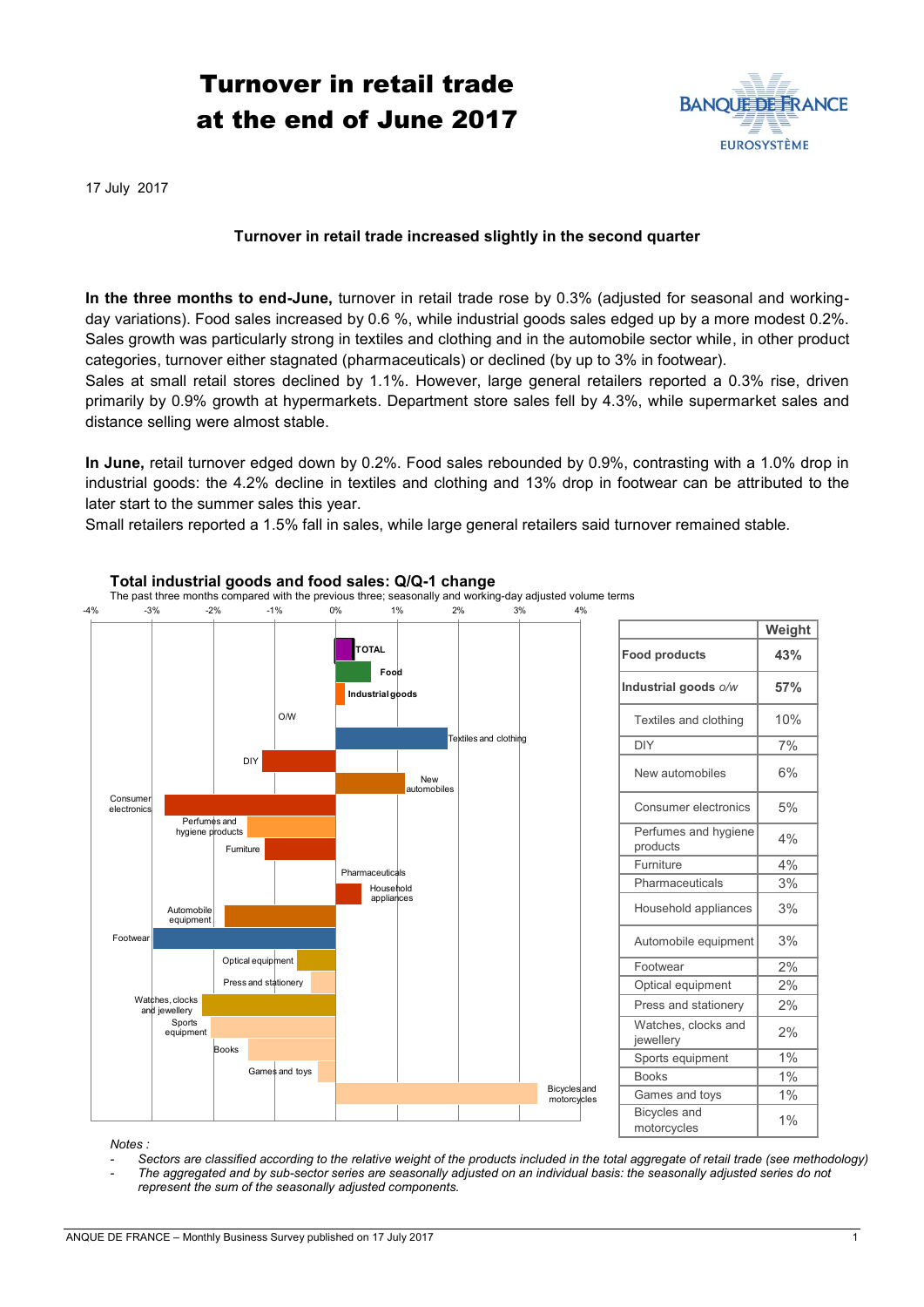# Turnover in retail trade at the end of June 2017

17 July 2017

### Turnover in retail trade increased slightly in the second quarter

**In the three months to end-June,** turnover in retail trade rose by 0.3% (adjusted for seasonal and working-day variations). Food sales increased by 0.6 %, while industrial goods sales edged up by a more modest 0.2%. Sales growth was particularly strong in textiles and clothing and in the automobile sector while, in other product categories, turnover either stagnated (pharmaceuticals) or declined (by up to 3% in footwear).

Sales at small retail stores declined by 1.1%. However, large general retailers reported a 0.3% rise, driven primarily by 0.9% growth at hypermarkets. Department store sales fell by 4.3%, while supermarket sales and distance selling were almost stable.

**In June,** retail turnover edged down by 0.2%. Food sales rebounded by 0.9%, contrasting with a 1.0% drop in industrial goods: the 4.2% decline in textiles and clothing and 13% drop in footwear can be attributed to the later start to the summer sales this year.

Small retailers reported a 1.5% fall in sales, while large general retailers said turnover remained stable.

**Total industrial goods and food sales: Q/Q-1 change**

The past three months compared with the previous three; seasonally and working-day adjusted volume terms

| | Weight |
|---|---|
| **Food products** | **43%** |
| **Industrial goods** *o/w* | **57%** |
| Textiles and clothing | 10% |
| DIY | 7% |
| New automobiles | 6% |
| Consumer electronics | 5% |
| Perfumes and hygiene products | 4% |
| Furniture | 4% |
| Pharmaceuticals | 3% |
| Household appliances | 3% |
| Automobile equipment | 3% |
| Footwear | 2% |
| Optical equipment | 2% |
| Press and stationery | 2% |
| Watches, clocks and jewellery | 2% |
| Sports equipment | 1% |
| Books | 1% |
| Games and toys | 1% |
| Bicycles and motorcycles | 1% |

*Notes :*

- *Sectors are classified according to the relative weight of the products included in the total aggregate of retail trade (see methodology)*
- *The aggregated and by sub-sector series are seasonally adjusted on an individual basis: the seasonally adjusted series do not represent the sum of the seasonally adjusted components.*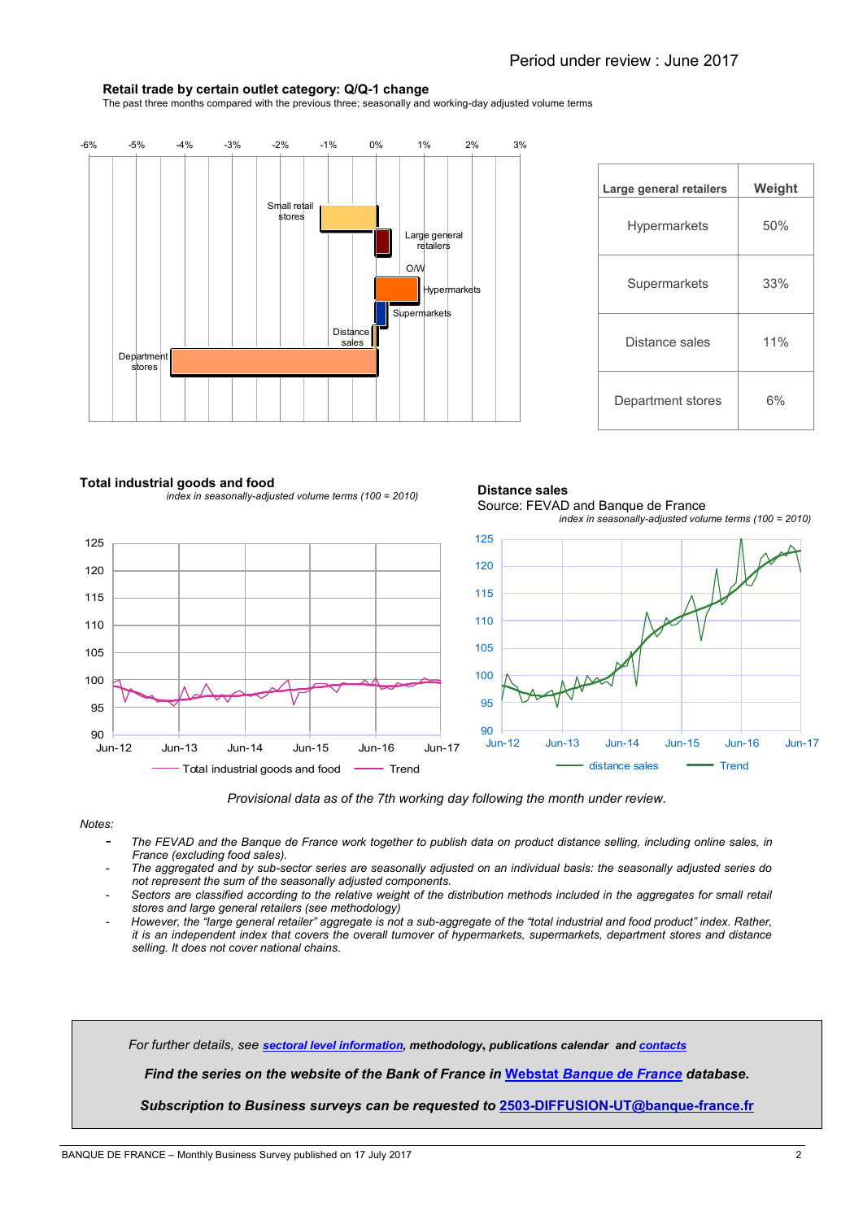Period under review : June 2017

**Retail trade by certain outlet category: Q/Q-1 change**

The past three months compared with the previous three; seasonally and working-day adjusted volume terms

-6% -5% -4% -3% -2% -1% 0% 1% 2% 3%

Small retail stores

Large general retailers

O/W

Hypermarkets

Supermarkets

Distance sales

Department stores

| Large general retailers | Weight |
|---|---|
| Hypermarkets | 50% |
| Supermarkets | 33% |
| Distance sales | 11% |
| Department stores | 6% |

**Total industrial goods and food**

*index in seasonally-adjusted volume terms (100 = 2010)*

125
120
115
110
105
100
95
90

Jun-12 Jun-13 Jun-14 Jun-15 Jun-16 Jun-17

Total industrial goods and food — Trend

**Distance sales**

Source: FEVAD and Banque de France

*index in seasonally-adjusted volume terms (100 = 2010)*

125
120
115
110
105
100
95
90

Jun-12 Jun-13 Jun-14 Jun-15 Jun-16 Jun-17

distance sales — Trend

*Provisional data as of the 7th working day following the month under review.*

*Notes:*

- *The FEVAD and the Banque de France work together to publish data on product distance selling, including online sales, in France (excluding food sales).*
- *The aggregated and by sub-sector series are seasonally adjusted on an individual basis: the seasonally adjusted series do not represent the sum of the seasonally adjusted components.*
- *Sectors are classified according to the relative weight of the distribution methods included in the aggregates for small retail stores and large general retailers (see methodology)*
- *However, the "large general retailer" aggregate is not a sub-aggregate of the "total industrial and food product" index. Rather, it is an independent index that covers the overall turnover of hypermarkets, supermarkets, department stores and distance selling. It does not cover national chains.*

*For further details, see **sectoral level information**, **methodology**, **publications calendar** and **contacts***

***Find the series on the website of the Bank of France in Webstat Banque de France database.***

***Subscription to Business surveys can be requested to 2503-DIFFUSION-UT@banque-france.fr***

BANQUE DE FRANCE – Monthly Business Survey published on 17 July 2017